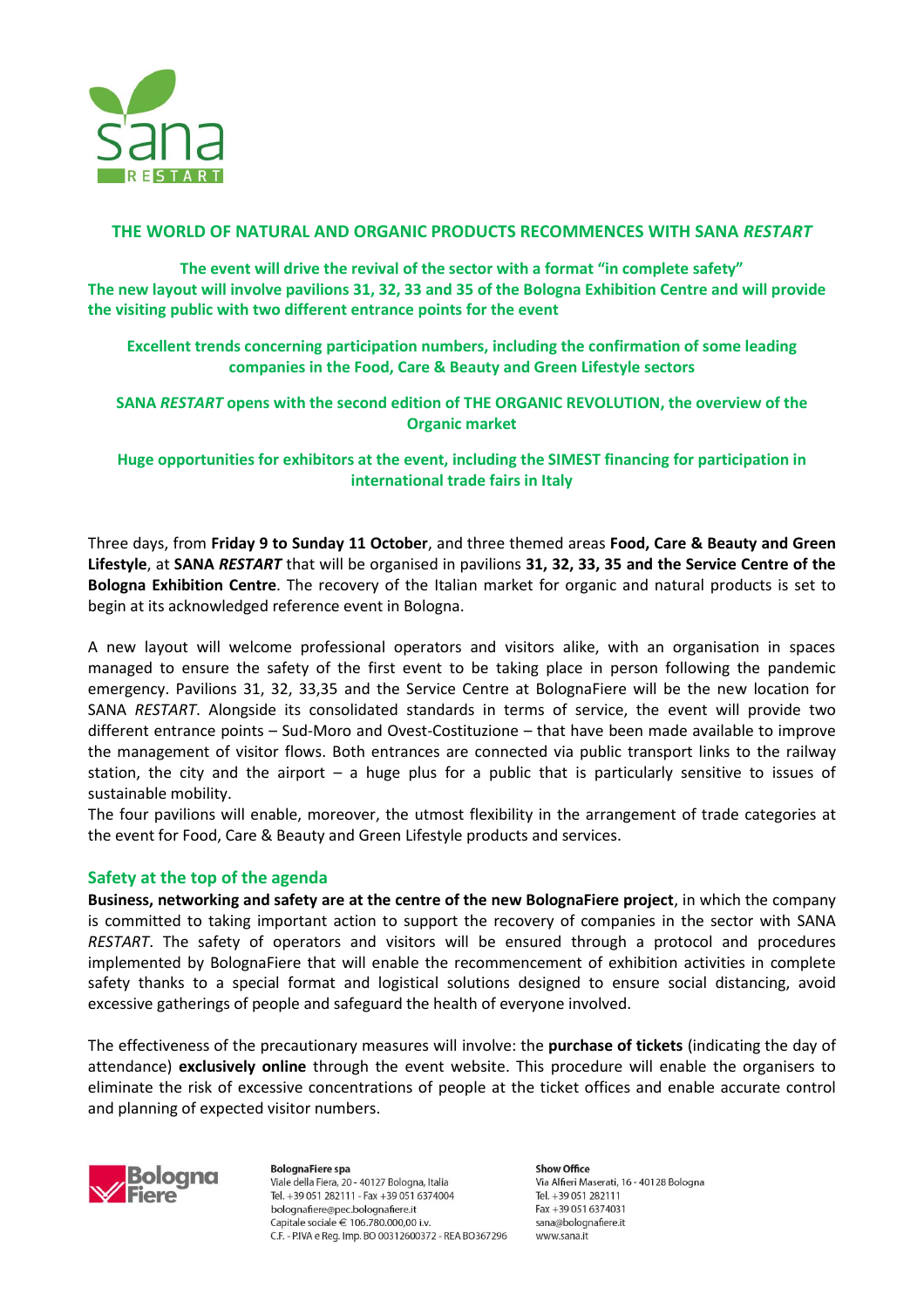# THE WORLD OF NATURAL AND ORGANIC PRODUCTS RECOMMENCES WITH SANA *RESTART*

**The event will drive the revival of the sector with a format "in complete safety"**
**The new layout will involve pavilions 31, 32, 33 and 35 of the Bologna Exhibition Centre and will provide the visiting public with two different entrance points for the event**

**Excellent trends concerning participation numbers, including the confirmation of some leading companies in the Food, Care & Beauty and Green Lifestyle sectors**

**SANA *RESTART* opens with the second edition of THE ORGANIC REVOLUTION, the overview of the Organic market**

**Huge opportunities for exhibitors at the event, including the SIMEST financing for participation in international trade fairs in Italy**

Three days, from **Friday 9 to Sunday 11 October**, and three themed areas **Food, Care & Beauty and Green Lifestyle**, at **SANA *RESTART*** that will be organised in pavilions **31, 32, 33, 35 and the Service Centre of the Bologna Exhibition Centre**. The recovery of the Italian market for organic and natural products is set to begin at its acknowledged reference event in Bologna.

A new layout will welcome professional operators and visitors alike, with an organisation in spaces managed to ensure the safety of the first event to be taking place in person following the pandemic emergency. Pavilions 31, 32, 33,35 and the Service Centre at BolognaFiere will be the new location for SANA *RESTART*. Alongside its consolidated standards in terms of service, the event will provide two different entrance points – Sud-Moro and Ovest-Costituzione – that have been made available to improve the management of visitor flows. Both entrances are connected via public transport links to the railway station, the city and the airport – a huge plus for a public that is particularly sensitive to issues of sustainable mobility.
The four pavilions will enable, moreover, the utmost flexibility in the arrangement of trade categories at the event for Food, Care & Beauty and Green Lifestyle products and services.

## Safety at the top of the agenda

**Business, networking and safety are at the centre of the new BolognaFiere project**, in which the company is committed to taking important action to support the recovery of companies in the sector with SANA *RESTART*. The safety of operators and visitors will be ensured through a protocol and procedures implemented by BolognaFiere that will enable the recommencement of exhibition activities in complete safety thanks to a special format and logistical solutions designed to ensure social distancing, avoid excessive gatherings of people and safeguard the health of everyone involved.

The effectiveness of the precautionary measures will involve: the **purchase of tickets** (indicating the day of attendance) **exclusively online** through the event website. This procedure will enable the organisers to eliminate the risk of excessive concentrations of people at the ticket offices and enable accurate control and planning of expected visitor numbers.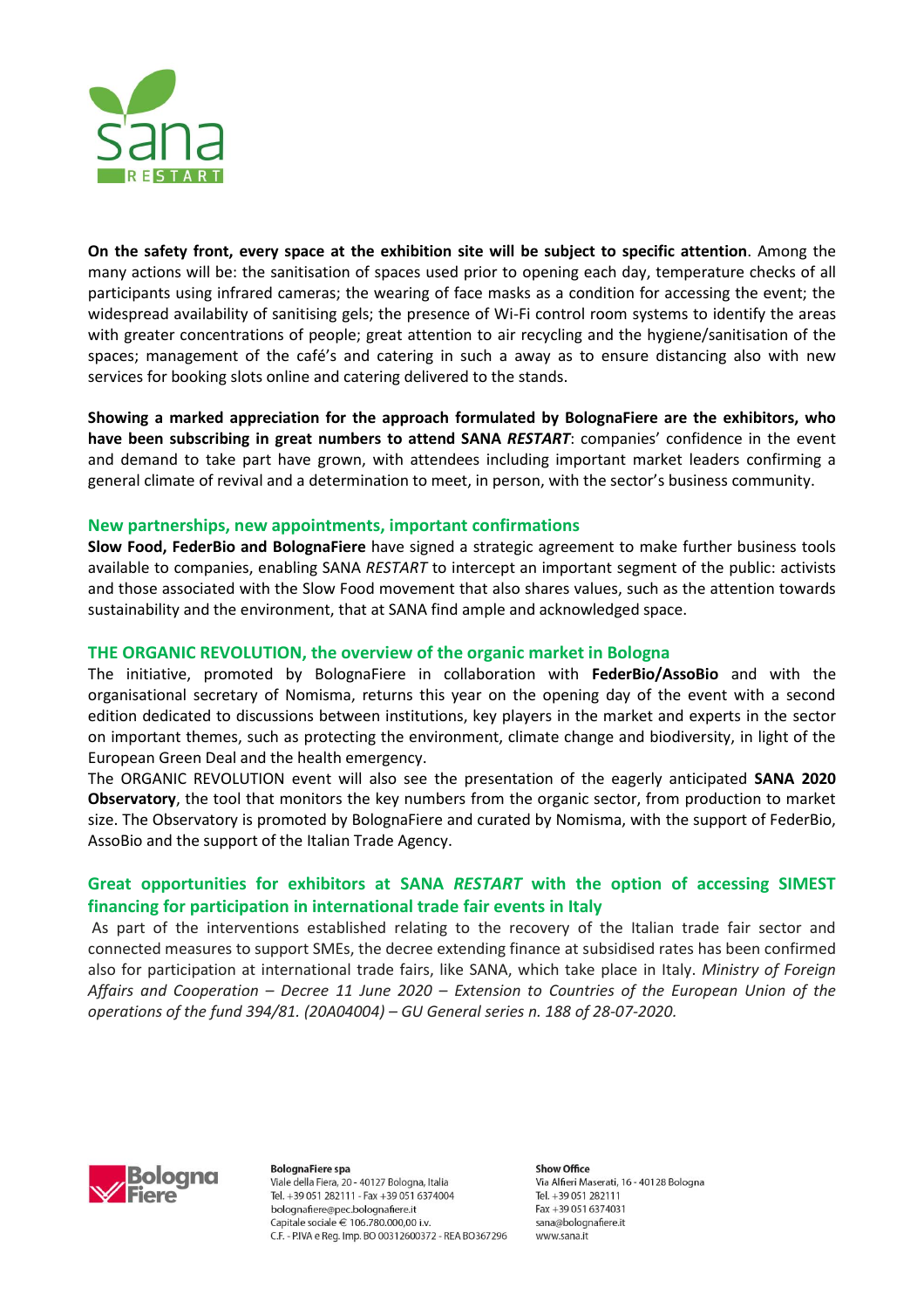**On the safety front, every space at the exhibition site will be subject to specific attention**. Among the many actions will be: the sanitisation of spaces used prior to opening each day, temperature checks of all participants using infrared cameras; the wearing of face masks as a condition for accessing the event; the widespread availability of sanitising gels; the presence of Wi-Fi control room systems to identify the areas with greater concentrations of people; great attention to air recycling and the hygiene/sanitisation of the spaces; management of the café's and catering in such a away as to ensure distancing also with new services for booking slots online and catering delivered to the stands.

**Showing a marked appreciation for the approach formulated by BolognaFiere are the exhibitors, who have been subscribing in great numbers to attend SANA *RESTART***: companies' confidence in the event and demand to take part have grown, with attendees including important market leaders confirming a general climate of revival and a determination to meet, in person, with the sector's business community.

## New partnerships, new appointments, important confirmations

**Slow Food, FederBio and BolognaFiere** have signed a strategic agreement to make further business tools available to companies, enabling SANA *RESTART* to intercept an important segment of the public: activists and those associated with the Slow Food movement that also shares values, such as the attention towards sustainability and the environment, that at SANA find ample and acknowledged space.

## THE ORGANIC REVOLUTION, the overview of the organic market in Bologna

The initiative, promoted by BolognaFiere in collaboration with **FederBio/AssoBio** and with the organisational secretary of Nomisma, returns this year on the opening day of the event with a second edition dedicated to discussions between institutions, key players in the market and experts in the sector on important themes, such as protecting the environment, climate change and biodiversity, in light of the European Green Deal and the health emergency.

The ORGANIC REVOLUTION event will also see the presentation of the eagerly anticipated **SANA 2020 Observatory**, the tool that monitors the key numbers from the organic sector, from production to market size. The Observatory is promoted by BolognaFiere and curated by Nomisma, with the support of FederBio, AssoBio and the support of the Italian Trade Agency.

## Great opportunities for exhibitors at SANA *RESTART* with the option of accessing SIMEST financing for participation in international trade fair events in Italy

As part of the interventions established relating to the recovery of the Italian trade fair sector and connected measures to support SMEs, the decree extending finance at subsidised rates has been confirmed also for participation at international trade fairs, like SANA, which take place in Italy. *Ministry of Foreign Affairs and Cooperation – Decree 11 June 2020 – Extension to Countries of the European Union of the operations of the fund 394/81. (20A04004) – GU General series n. 188 of 28-07-2020.*

**BolognaFiere spa**
Viale della Fiera, 20 - 40127 Bologna, Italia
Tel. +39 051 282111 - Fax +39 051 6374004
bolognafiere@pec.bolognafiere.it
Capitale sociale € 106.780.000,00 i.v.
C.F. - P.IVA e Reg. Imp. BO 00312600372 - REA BO367296

**Show Office**
Via Alfieri Maserati, 16 - 40128 Bologna
Tel. +39 051 282111
Fax +39 051 6374031
sana@bolognafiere.it
www.sana.it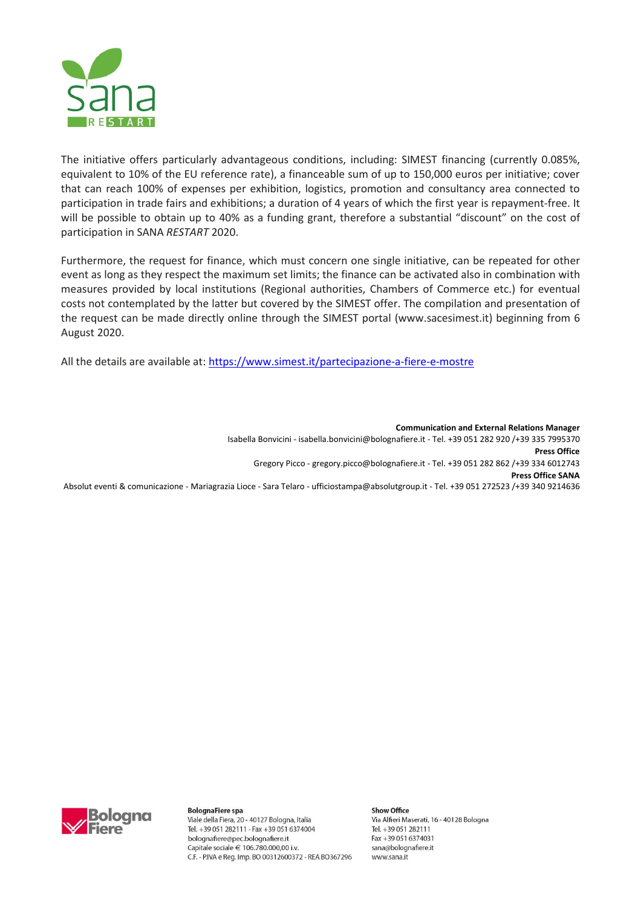The initiative offers particularly advantageous conditions, including: SIMEST financing (currently 0.085%, equivalent to 10% of the EU reference rate), a financeable sum of up to 150,000 euros per initiative; cover that can reach 100% of expenses per exhibition, logistics, promotion and consultancy area connected to participation in trade fairs and exhibitions; a duration of 4 years of which the first year is repayment-free. It will be possible to obtain up to 40% as a funding grant, therefore a substantial "discount" on the cost of participation in SANA *RESTART* 2020.

Furthermore, the request for finance, which must concern one single initiative, can be repeated for other event as long as they respect the maximum set limits; the finance can be activated also in combination with measures provided by local institutions (Regional authorities, Chambers of Commerce etc.) for eventual costs not contemplated by the latter but covered by the SIMEST offer. The compilation and presentation of the request can be made directly online through the SIMEST portal (www.sacesimest.it) beginning from 6 August 2020.

All the details are available at: https://www.simest.it/partecipazione-a-fiere-e-mostre

**Communication and External Relations Manager**
Isabella Bonvicini - isabella.bonvicini@bolognafiere.it - Tel. +39 051 282 920 /+39 335 7995370
**Press Office**
Gregory Picco - gregory.picco@bolognafiere.it - Tel. +39 051 282 862 /+39 334 6012743
**Press Office SANA**
Absolut eventi & comunicazione - Mariagrazia Lioce - Sara Telaro - ufficiostampa@absolutgroup.it - Tel. +39 051 272523 /+39 340 9214636

**BolognaFiere spa**
Viale della Fiera, 20 - 40127 Bologna, Italia
Tel. +39 051 282111 - Fax +39 051 6374004
bolognafiere@pec.bolognafiere.it
Capitale sociale € 106.780.000,00 i.v.
C.F. - P.IVA e Reg. Imp. BO 00312600372 - REA BO367296

**Show Office**
Via Alfieri Maserati, 16 - 40128 Bologna
Tel. +39 051 282111
Fax +39 051 6374031
sana@bolognafiere.it
www.sana.it